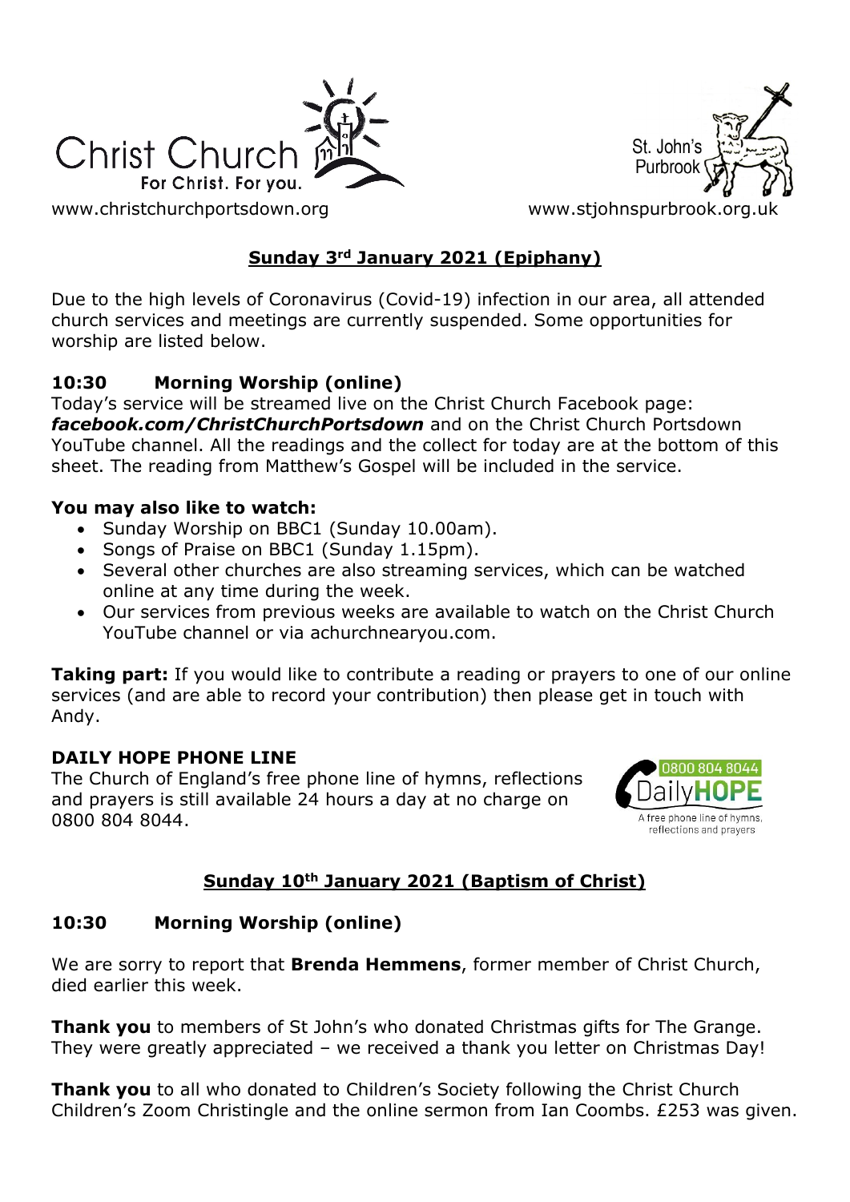Christ Church
For Christ. For you.
www.christchurchportsdown.org

St. John's Purbrook
www.stjohnspurbrook.org.uk

## Sunday 3rd January 2021 (Epiphany)

Due to the high levels of Coronavirus (Covid-19) infection in our area, all attended church services and meetings are currently suspended. Some opportunities for worship are listed below.

### 10:30 Morning Worship (online)

Today's service will be streamed live on the Christ Church Facebook page: ***facebook.com/ChristChurchPortsdown*** and on the Christ Church Portsdown YouTube channel. All the readings and the collect for today are at the bottom of this sheet. The reading from Matthew's Gospel will be included in the service.

**You may also like to watch:**

- Sunday Worship on BBC1 (Sunday 10.00am).
- Songs of Praise on BBC1 (Sunday 1.15pm).
- Several other churches are also streaming services, which can be watched online at any time during the week.
- Our services from previous weeks are available to watch on the Christ Church YouTube channel or via achurchnearyou.com.

**Taking part:** If you would like to contribute a reading or prayers to one of our online services (and are able to record your contribution) then please get in touch with Andy.

### DAILY HOPE PHONE LINE

The Church of England's free phone line of hymns, reflections and prayers is still available 24 hours a day at no charge on 0800 804 8044.

0800 804 8044 DailyHOPE
A free phone line of hymns, reflections and prayers

## Sunday 10th January 2021 (Baptism of Christ)

### 10:30 Morning Worship (online)

We are sorry to report that **Brenda Hemmens**, former member of Christ Church, died earlier this week.

**Thank you** to members of St John's who donated Christmas gifts for The Grange. They were greatly appreciated – we received a thank you letter on Christmas Day!

**Thank you** to all who donated to Children's Society following the Christ Church Children's Zoom Christingle and the online sermon from Ian Coombs. £253 was given.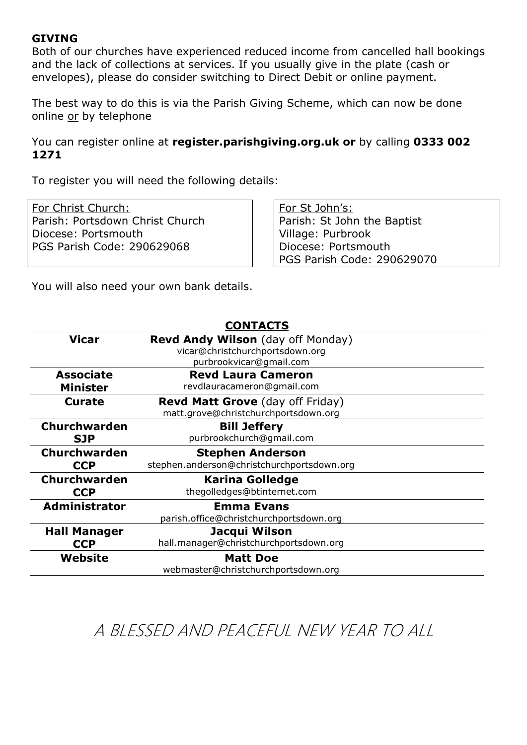**GIVING**

Both of our churches have experienced reduced income from cancelled hall bookings and the lack of collections at services. If you usually give in the plate (cash or envelopes), please do consider switching to Direct Debit or online payment.

The best way to do this is via the Parish Giving Scheme, which can now be done online or by telephone

You can register online at **register.parishgiving.org.uk or** by calling **0333 002 1271**

To register you will need the following details:

For Christ Church:
Parish: Portsdown Christ Church
Diocese: Portsmouth
PGS Parish Code: 290629068

For St John's:
Parish: St John the Baptist
Village: Purbrook
Diocese: Portsmouth
PGS Parish Code: 290629070

You will also need your own bank details.

## CONTACTS

| | |
|---|---|
| **Vicar** | **Revd Andy Wilson** (day off Monday) vicar@christchurchportsdown.org purbrookvicar@gmail.com |
| **Associate Minister** | **Revd Laura Cameron** revdlauracameron@gmail.com |
| **Curate** | **Revd Matt Grove** (day off Friday) matt.grove@christchurchportsdown.org |
| **Churchwarden SJP** | **Bill Jeffery** purbrookchurch@gmail.com |
| **Churchwarden CCP** | **Stephen Anderson** stephen.anderson@christchurchportsdown.org |
| **Churchwarden CCP** | **Karina Golledge** thegolledges@btinternet.com |
| **Administrator** | **Emma Evans** parish.office@christchurchportsdown.org |
| **Hall Manager CCP** | **Jacqui Wilson** hall.manager@christchurchportsdown.org |
| **Website** | **Matt Doe** webmaster@christchurchportsdown.org |

A BLESSED AND PEACEFUL NEW YEAR TO ALL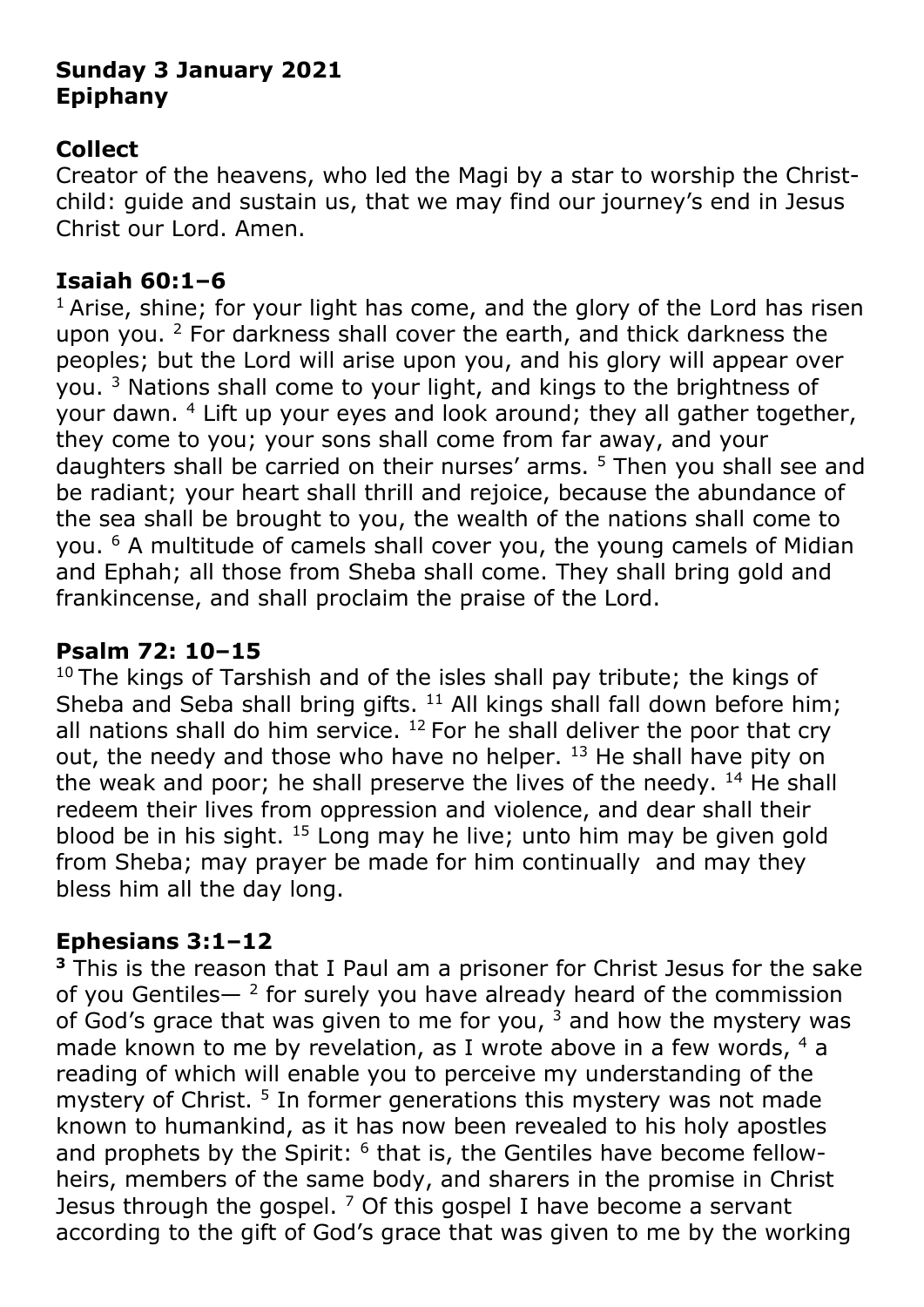**Sunday 3 January 2021**
**Epiphany**

## Collect

Creator of the heavens, who led the Magi by a star to worship the Christ-child: guide and sustain us, that we may find our journey's end in Jesus Christ our Lord. Amen.

## Isaiah 60:1–6

[1] Arise, shine; for your light has come, and the glory of the Lord has risen upon you. [2] For darkness shall cover the earth, and thick darkness the peoples; but the Lord will arise upon you, and his glory will appear over you. [3] Nations shall come to your light, and kings to the brightness of your dawn. [4] Lift up your eyes and look around; they all gather together, they come to you; your sons shall come from far away, and your daughters shall be carried on their nurses' arms. [5] Then you shall see and be radiant; your heart shall thrill and rejoice, because the abundance of the sea shall be brought to you, the wealth of the nations shall come to you. [6] A multitude of camels shall cover you, the young camels of Midian and Ephah; all those from Sheba shall come. They shall bring gold and frankincense, and shall proclaim the praise of the Lord.

## Psalm 72: 10–15

[10] The kings of Tarshish and of the isles shall pay tribute; the kings of Sheba and Seba shall bring gifts. [11] All kings shall fall down before him; all nations shall do him service. [12] For he shall deliver the poor that cry out, the needy and those who have no helper. [13] He shall have pity on the weak and poor; he shall preserve the lives of the needy. [14] He shall redeem their lives from oppression and violence, and dear shall their blood be in his sight. [15] Long may he live; unto him may be given gold from Sheba; may prayer be made for him continually and may they bless him all the day long.

## Ephesians 3:1–12

**[3]** This is the reason that I Paul am a prisoner for Christ Jesus for the sake of you Gentiles— [2] for surely you have already heard of the commission of God's grace that was given to me for you, [3] and how the mystery was made known to me by revelation, as I wrote above in a few words, [4] a reading of which will enable you to perceive my understanding of the mystery of Christ. [5] In former generations this mystery was not made known to humankind, as it has now been revealed to his holy apostles and prophets by the Spirit: [6] that is, the Gentiles have become fellow-heirs, members of the same body, and sharers in the promise in Christ Jesus through the gospel. [7] Of this gospel I have become a servant according to the gift of God's grace that was given to me by the working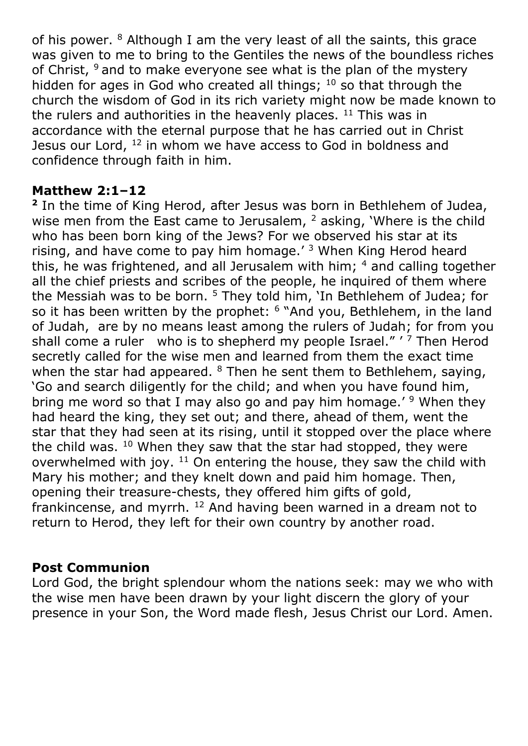of his power. [8] Although I am the very least of all the saints, this grace was given to me to bring to the Gentiles the news of the boundless riches of Christ, [9] and to make everyone see what is the plan of the mystery hidden for ages in God who created all things; [10] so that through the church the wisdom of God in its rich variety might now be made known to the rulers and authorities in the heavenly places. [11] This was in accordance with the eternal purpose that he has carried out in Christ Jesus our Lord, [12] in whom we have access to God in boldness and confidence through faith in him.

**Matthew 2:1–12**

**2** In the time of King Herod, after Jesus was born in Bethlehem of Judea, wise men from the East came to Jerusalem, [2] asking, 'Where is the child who has been born king of the Jews? For we observed his star at its rising, and have come to pay him homage.' [3] When King Herod heard this, he was frightened, and all Jerusalem with him; [4] and calling together all the chief priests and scribes of the people, he inquired of them where the Messiah was to be born. [5] They told him, 'In Bethlehem of Judea; for so it has been written by the prophet: [6] "And you, Bethlehem, in the land of Judah, are by no means least among the rulers of Judah; for from you shall come a ruler who is to shepherd my people Israel." ' [7] Then Herod secretly called for the wise men and learned from them the exact time when the star had appeared. [8] Then he sent them to Bethlehem, saying, 'Go and search diligently for the child; and when you have found him, bring me word so that I may also go and pay him homage.' [9] When they had heard the king, they set out; and there, ahead of them, went the star that they had seen at its rising, until it stopped over the place where the child was. [10] When they saw that the star had stopped, they were overwhelmed with joy. [11] On entering the house, they saw the child with Mary his mother; and they knelt down and paid him homage. Then, opening their treasure-chests, they offered him gifts of gold, frankincense, and myrrh. [12] And having been warned in a dream not to return to Herod, they left for their own country by another road.

**Post Communion**

Lord God, the bright splendour whom the nations seek: may we who with the wise men have been drawn by your light discern the glory of your presence in your Son, the Word made flesh, Jesus Christ our Lord. Amen.